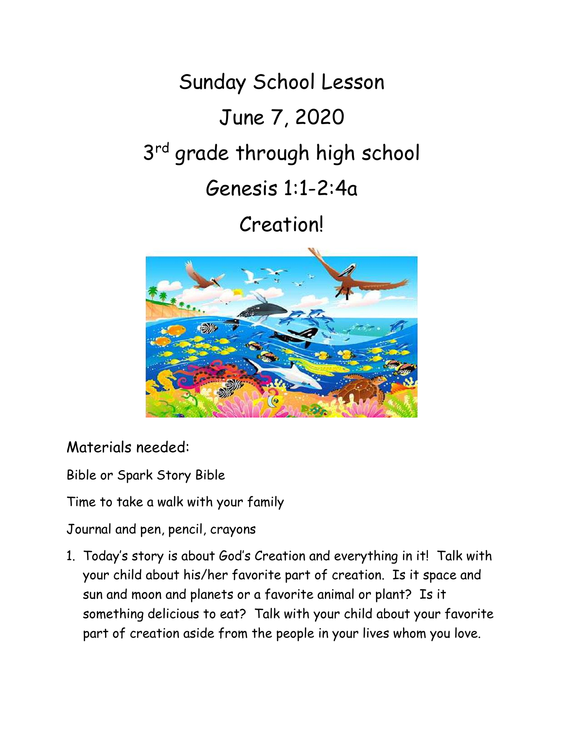# Sunday School Lesson

# June 7, 2020

# 3rd grade through high school

# Genesis 1:1-2:4a

# Creation!

Materials needed:

Bible or Spark Story Bible

Time to take a walk with your family

Journal and pen, pencil, crayons

1. Today's story is about God's Creation and everything in it! Talk with your child about his/her favorite part of creation. Is it space and sun and moon and planets or a favorite animal or plant? Is it something delicious to eat? Talk with your child about your favorite part of creation aside from the people in your lives whom you love.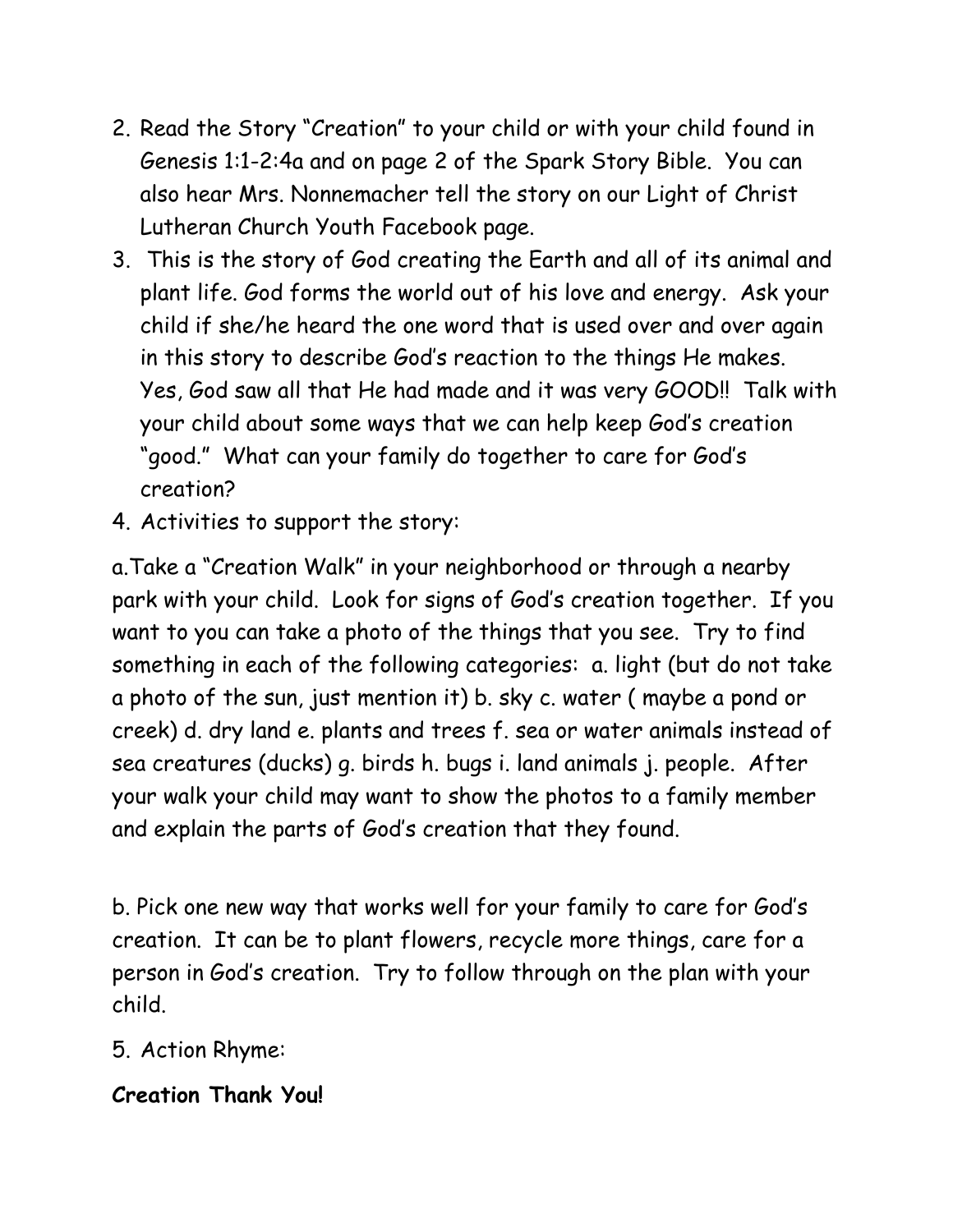2. Read the Story "Creation" to your child or with your child found in Genesis 1:1-2:4a and on page 2 of the Spark Story Bible. You can also hear Mrs. Nonnemacher tell the story on our Light of Christ Lutheran Church Youth Facebook page.
3. This is the story of God creating the Earth and all of its animal and plant life. God forms the world out of his love and energy. Ask your child if she/he heard the one word that is used over and over again in this story to describe God's reaction to the things He makes. Yes, God saw all that He had made and it was very GOOD!! Talk with your child about some ways that we can help keep God's creation "good." What can your family do together to care for God's creation?
4. Activities to support the story:

a.Take a "Creation Walk" in your neighborhood or through a nearby park with your child. Look for signs of God's creation together. If you want to you can take a photo of the things that you see. Try to find something in each of the following categories: a. light (but do not take a photo of the sun, just mention it) b. sky c. water ( maybe a pond or creek) d. dry land e. plants and trees f. sea or water animals instead of sea creatures (ducks) g. birds h. bugs i. land animals j. people. After your walk your child may want to show the photos to a family member and explain the parts of God's creation that they found.

b. Pick one new way that works well for your family to care for God's creation. It can be to plant flowers, recycle more things, care for a person in God's creation. Try to follow through on the plan with your child.

5. Action Rhyme:

**Creation Thank You!**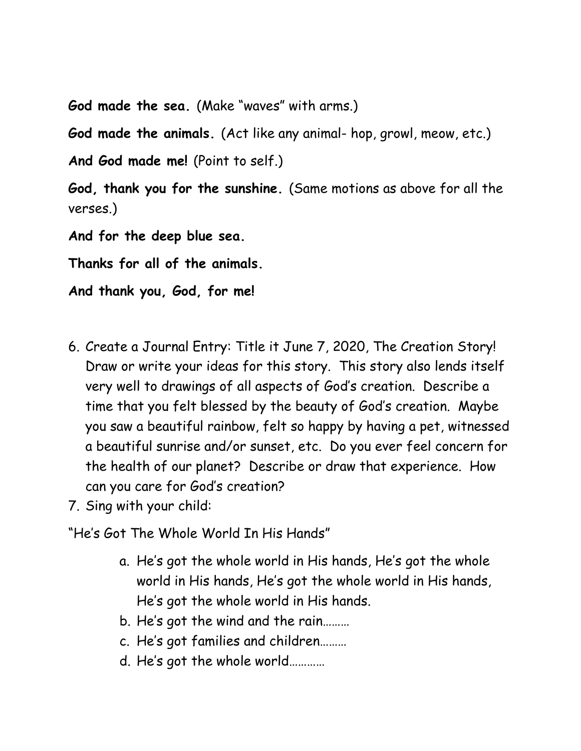**God made the sea.** (Make "waves" with arms.)

**God made the animals.** (Act like any animal- hop, growl, meow, etc.)

**And God made me!** (Point to self.)

**God, thank you for the sunshine.** (Same motions as above for all the verses.)

**And for the deep blue sea.**

**Thanks for all of the animals.**

**And thank you, God, for me!**

6. Create a Journal Entry: Title it June 7, 2020, The Creation Story! Draw or write your ideas for this story. This story also lends itself very well to drawings of all aspects of God's creation. Describe a time that you felt blessed by the beauty of God's creation. Maybe you saw a beautiful rainbow, felt so happy by having a pet, witnessed a beautiful sunrise and/or sunset, etc. Do you ever feel concern for the health of our planet? Describe or draw that experience. How can you care for God's creation?
7. Sing with your child:

"He's Got The Whole World In His Hands"

a. He's got the whole world in His hands, He's got the whole world in His hands, He's got the whole world in His hands, He's got the whole world in His hands.
b. He's got the wind and the rain………
c. He's got families and children………
d. He's got the whole world…………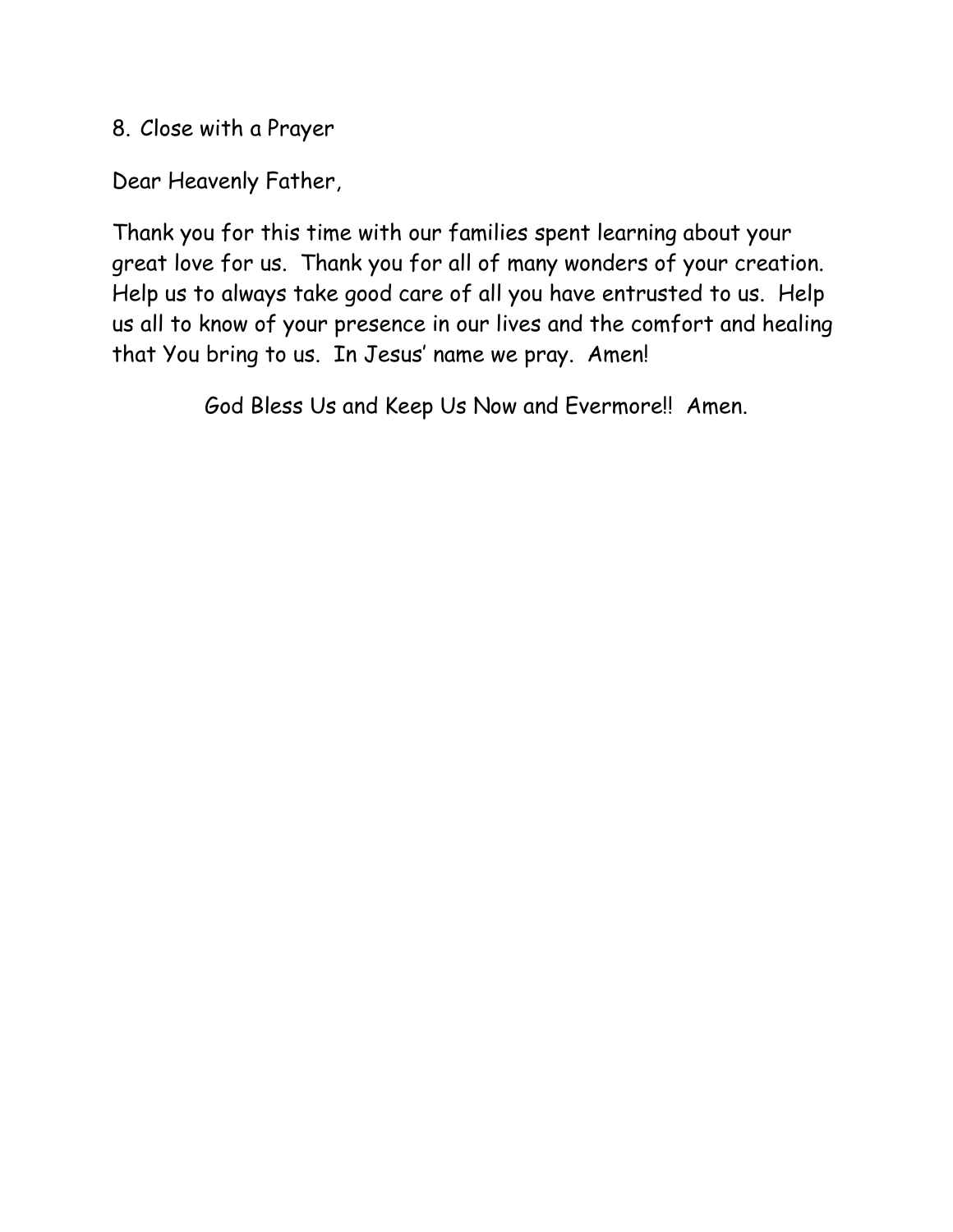8. Close with a Prayer

Dear Heavenly Father,

Thank you for this time with our families spent learning about your great love for us. Thank you for all of many wonders of your creation. Help us to always take good care of all you have entrusted to us. Help us all to know of your presence in our lives and the comfort and healing that You bring to us. In Jesus' name we pray. Amen!

God Bless Us and Keep Us Now and Evermore!! Amen.